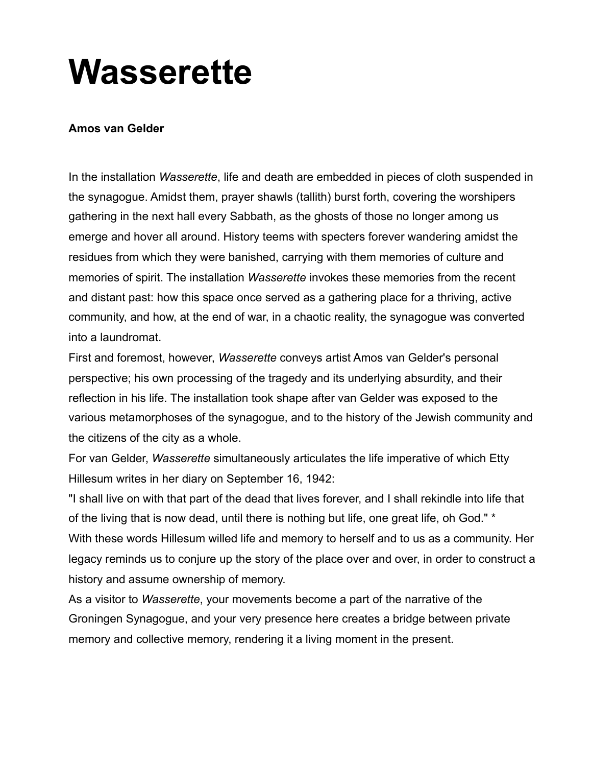# Wasserette

**Amos van Gelder**

In the installation *Wasserette*, life and death are embedded in pieces of cloth suspended in the synagogue. Amidst them, prayer shawls (tallith) burst forth, covering the worshipers gathering in the next hall every Sabbath, as the ghosts of those no longer among us emerge and hover all around. History teems with specters forever wandering amidst the residues from which they were banished, carrying with them memories of culture and memories of spirit. The installation *Wasserette* invokes these memories from the recent and distant past: how this space once served as a gathering place for a thriving, active community, and how, at the end of war, in a chaotic reality, the synagogue was converted into a laundromat.

First and foremost, however, *Wasserette* conveys artist Amos van Gelder's personal perspective; his own processing of the tragedy and its underlying absurdity, and their reflection in his life. The installation took shape after van Gelder was exposed to the various metamorphoses of the synagogue, and to the history of the Jewish community and the citizens of the city as a whole.

For van Gelder, *Wasserette* simultaneously articulates the life imperative of which Etty Hillesum writes in her diary on September 16, 1942:

"I shall live on with that part of the dead that lives forever, and I shall rekindle into life that of the living that is now dead, until there is nothing but life, one great life, oh God." *

With these words Hillesum willed life and memory to herself and to us as a community. Her legacy reminds us to conjure up the story of the place over and over, in order to construct a history and assume ownership of memory.

As a visitor to *Wasserette*, your movements become a part of the narrative of the Groningen Synagogue, and your very presence here creates a bridge between private memory and collective memory, rendering it a living moment in the present.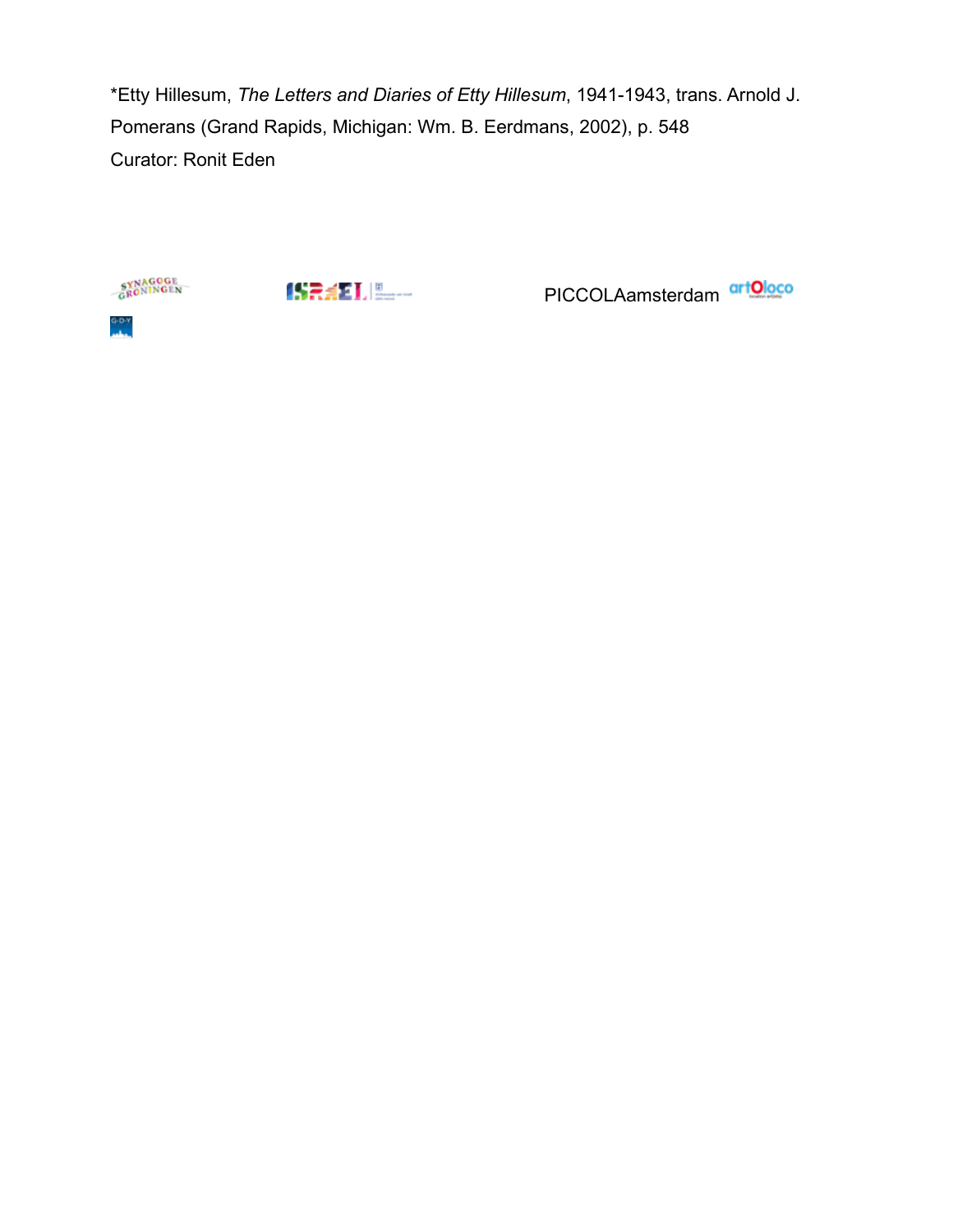*Etty Hillesum, *The Letters and Diaries of Etty Hillesum*, 1941-1943, trans. Arnold J. Pomerans (Grand Rapids, Michigan: Wm. B. Eerdmans, 2002), p. 548

Curator: Ronit Eden

PICCOLAamsterdam